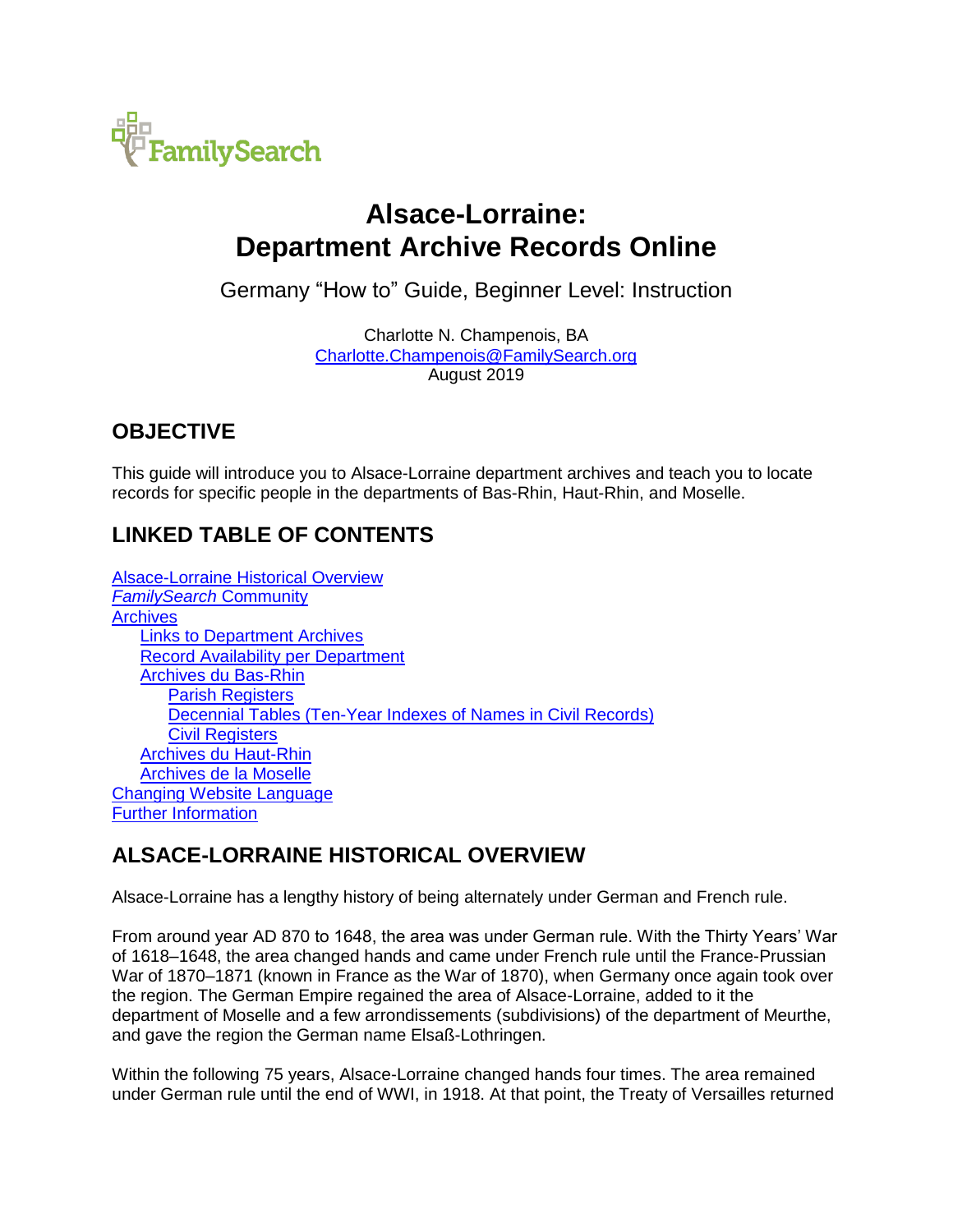FamilySearch

# Alsace-Lorraine: Department Archive Records Online

Germany "How to" Guide, Beginner Level: Instruction

Charlotte N. Champenois, BA
Charlotte.Champenois@FamilySearch.org
August 2019

## OBJECTIVE

This guide will introduce you to Alsace-Lorraine department archives and teach you to locate records for specific people in the departments of Bas-Rhin, Haut-Rhin, and Moselle.

## LINKED TABLE OF CONTENTS

- Alsace-Lorraine Historical Overview
- *FamilySearch* Community
- Archives
  - Links to Department Archives
  - Record Availability per Department
  - Archives du Bas-Rhin
    - Parish Registers
    - Decennial Tables (Ten-Year Indexes of Names in Civil Records)
    - Civil Registers
  - Archives du Haut-Rhin
  - Archives de la Moselle
- Changing Website Language
- Further Information

## ALSACE-LORRAINE HISTORICAL OVERVIEW

Alsace-Lorraine has a lengthy history of being alternately under German and French rule.

From around year AD 870 to 1648, the area was under German rule. With the Thirty Years' War of 1618–1648, the area changed hands and came under French rule until the France-Prussian War of 1870–1871 (known in France as the War of 1870), when Germany once again took over the region. The German Empire regained the area of Alsace-Lorraine, added to it the department of Moselle and a few arrondissements (subdivisions) of the department of Meurthe, and gave the region the German name Elsaß-Lothringen.

Within the following 75 years, Alsace-Lorraine changed hands four times. The area remained under German rule until the end of WWI, in 1918. At that point, the Treaty of Versailles returned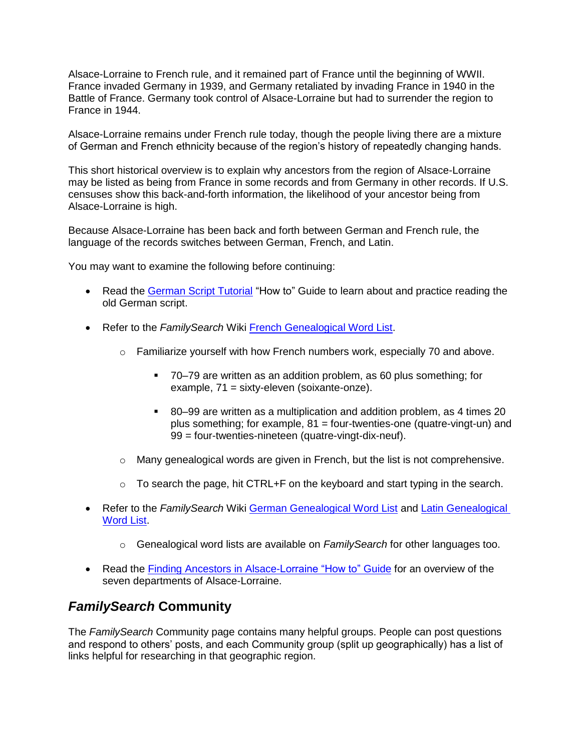Alsace-Lorraine to French rule, and it remained part of France until the beginning of WWII. France invaded Germany in 1939, and Germany retaliated by invading France in 1940 in the Battle of France. Germany took control of Alsace-Lorraine but had to surrender the region to France in 1944.

Alsace-Lorraine remains under French rule today, though the people living there are a mixture of German and French ethnicity because of the region's history of repeatedly changing hands.

This short historical overview is to explain why ancestors from the region of Alsace-Lorraine may be listed as being from France in some records and from Germany in other records. If U.S. censuses show this back-and-forth information, the likelihood of your ancestor being from Alsace-Lorraine is high.

Because Alsace-Lorraine has been back and forth between German and French rule, the language of the records switches between German, French, and Latin.

You may want to examine the following before continuing:

- Read the German Script Tutorial "How to" Guide to learn about and practice reading the old German script.
- Refer to the *FamilySearch* Wiki French Genealogical Word List.
  - Familiarize yourself with how French numbers work, especially 70 and above.
    - 70–79 are written as an addition problem, as 60 plus something; for example, 71 = sixty-eleven (soixante-onze).
    - 80–99 are written as a multiplication and addition problem, as 4 times 20 plus something; for example, 81 = four-twenties-one (quatre-vingt-un) and 99 = four-twenties-nineteen (quatre-vingt-dix-neuf).
  - Many genealogical words are given in French, but the list is not comprehensive.
  - To search the page, hit CTRL+F on the keyboard and start typing in the search.
- Refer to the *FamilySearch* Wiki German Genealogical Word List and Latin Genealogical Word List.
  - Genealogical word lists are available on *FamilySearch* for other languages too.
- Read the Finding Ancestors in Alsace-Lorraine "How to" Guide for an overview of the seven departments of Alsace-Lorraine.

## *FamilySearch* Community

The *FamilySearch* Community page contains many helpful groups. People can post questions and respond to others' posts, and each Community group (split up geographically) has a list of links helpful for researching in that geographic region.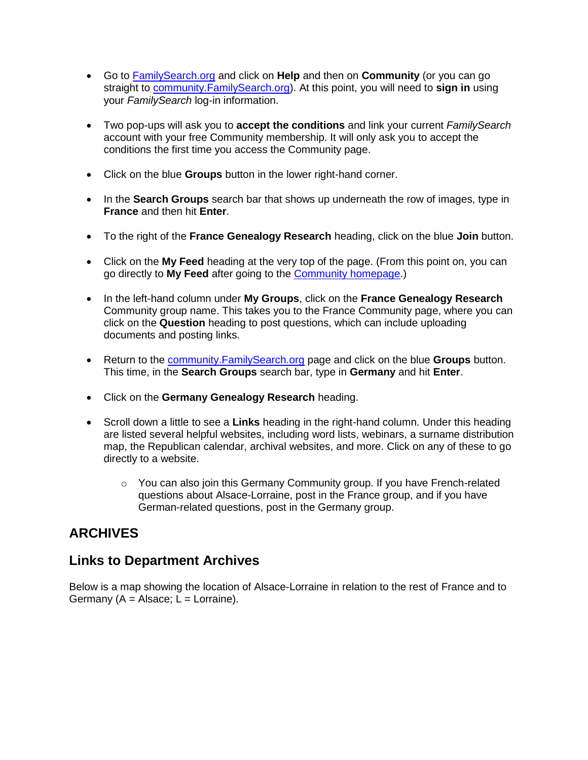- Go to [FamilySearch.org](https://www.familysearch.org) and click on **Help** and then on **Community** (or you can go straight to [community.FamilySearch.org](https://community.familysearch.org)). At this point, you will need to **sign in** using your *FamilySearch* log-in information.

- Two pop-ups will ask you to **accept the conditions** and link your current *FamilySearch* account with your free Community membership. It will only ask you to accept the conditions the first time you access the Community page.

- Click on the blue **Groups** button in the lower right-hand corner.

- In the **Search Groups** search bar that shows up underneath the row of images, type in **France** and then hit **Enter**.

- To the right of the **France Genealogy Research** heading, click on the blue **Join** button.

- Click on the **My Feed** heading at the very top of the page. (From this point on, you can go directly to **My Feed** after going to the [Community homepage](https://community.familysearch.org).)

- In the left-hand column under **My Groups**, click on the **France Genealogy Research** Community group name. This takes you to the France Community page, where you can click on the **Question** heading to post questions, which can include uploading documents and posting links.

- Return to the [community.FamilySearch.org](https://community.familysearch.org) page and click on the blue **Groups** button. This time, in the **Search Groups** search bar, type in **Germany** and hit **Enter**.

- Click on the **Germany Genealogy Research** heading.

- Scroll down a little to see a **Links** heading in the right-hand column. Under this heading are listed several helpful websites, including word lists, webinars, a surname distribution map, the Republican calendar, archival websites, and more. Click on any of these to go directly to a website.
  - You can also join this Germany Community group. If you have French-related questions about Alsace-Lorraine, post in the France group, and if you have German-related questions, post in the Germany group.

## ARCHIVES

### Links to Department Archives

Below is a map showing the location of Alsace-Lorraine in relation to the rest of France and to Germany (A = Alsace; L = Lorraine).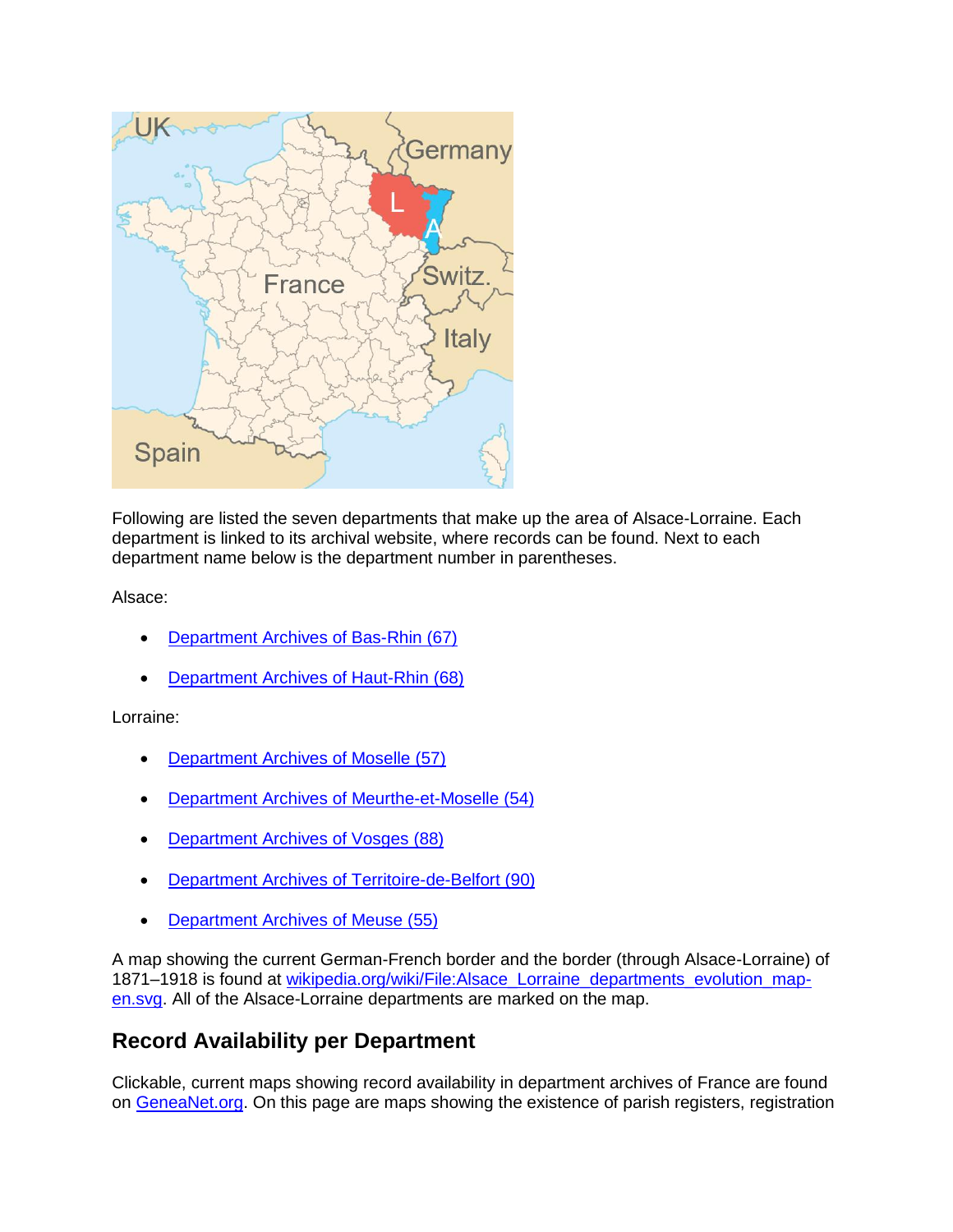Following are listed the seven departments that make up the area of Alsace-Lorraine. Each department is linked to its archival website, where records can be found. Next to each department name below is the department number in parentheses.

Alsace:

- Department Archives of Bas-Rhin (67)
- Department Archives of Haut-Rhin (68)

Lorraine:

- Department Archives of Moselle (57)
- Department Archives of Meurthe-et-Moselle (54)
- Department Archives of Vosges (88)
- Department Archives of Territoire-de-Belfort (90)
- Department Archives of Meuse (55)

A map showing the current German-French border and the border (through Alsace-Lorraine) of 1871–1918 is found at wikipedia.org/wiki/File:Alsace_Lorraine_departments_evolution_map-en.svg. All of the Alsace-Lorraine departments are marked on the map.

## Record Availability per Department

Clickable, current maps showing record availability in department archives of France are found on GeneaNet.org. On this page are maps showing the existence of parish registers, registration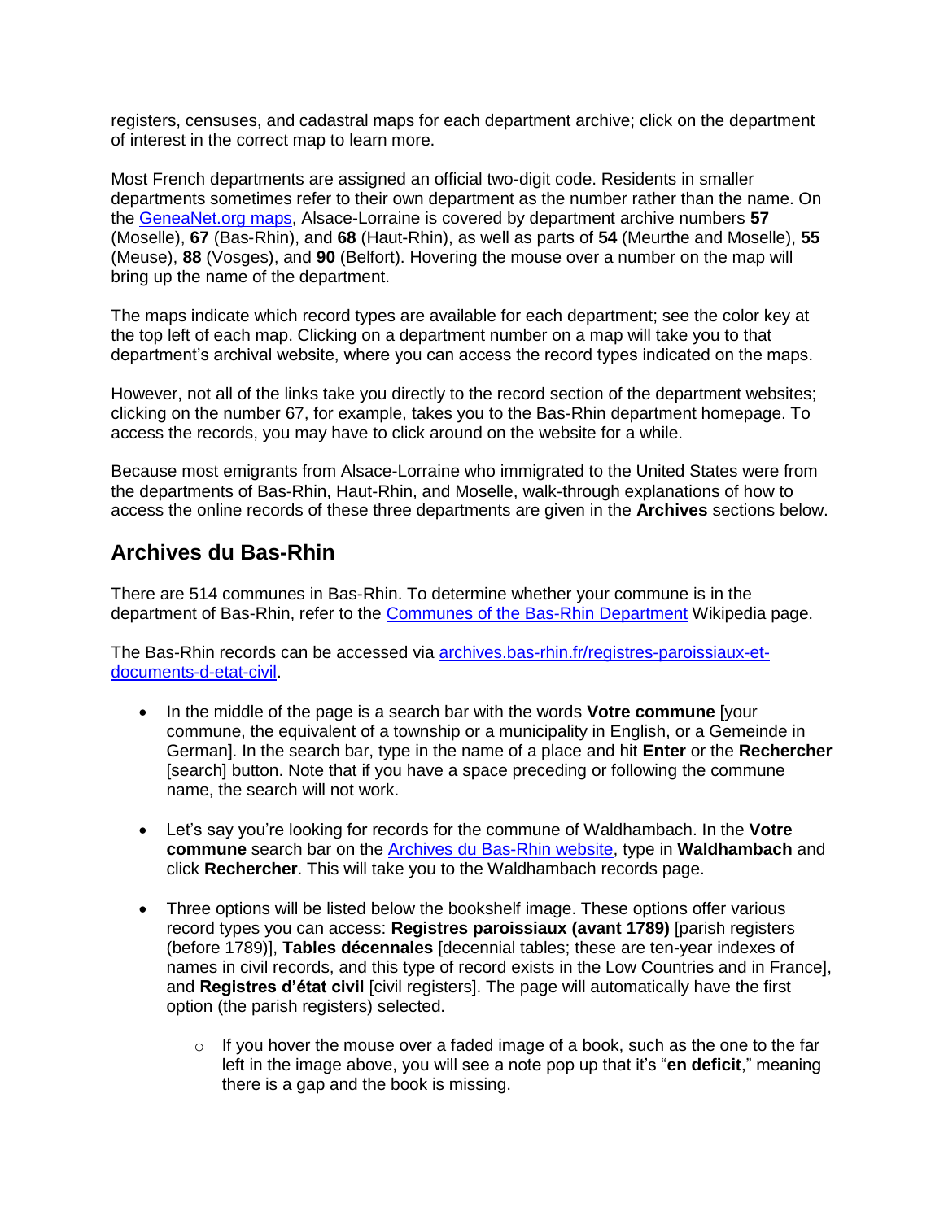registers, censuses, and cadastral maps for each department archive; click on the department of interest in the correct map to learn more.

Most French departments are assigned an official two-digit code. Residents in smaller departments sometimes refer to their own department as the number rather than the name. On the [GeneaNet.org maps](), Alsace-Lorraine is covered by department archive numbers **57** (Moselle), **67** (Bas-Rhin), and **68** (Haut-Rhin), as well as parts of **54** (Meurthe and Moselle), **55** (Meuse), **88** (Vosges), and **90** (Belfort). Hovering the mouse over a number on the map will bring up the name of the department.

The maps indicate which record types are available for each department; see the color key at the top left of each map. Clicking on a department number on a map will take you to that department's archival website, where you can access the record types indicated on the maps.

However, not all of the links take you directly to the record section of the department websites; clicking on the number 67, for example, takes you to the Bas-Rhin department homepage. To access the records, you may have to click around on the website for a while.

Because most emigrants from Alsace-Lorraine who immigrated to the United States were from the departments of Bas-Rhin, Haut-Rhin, and Moselle, walk-through explanations of how to access the online records of these three departments are given in the **Archives** sections below.

## Archives du Bas-Rhin

There are 514 communes in Bas-Rhin. To determine whether your commune is in the department of Bas-Rhin, refer to the [Communes of the Bas-Rhin Department]() Wikipedia page.

The Bas-Rhin records can be accessed via [archives.bas-rhin.fr/registres-paroissiaux-et-documents-d-etat-civil]().

- In the middle of the page is a search bar with the words **Votre commune** [your commune, the equivalent of a township or a municipality in English, or a Gemeinde in German]. In the search bar, type in the name of a place and hit **Enter** or the **Rechercher** [search] button. Note that if you have a space preceding or following the commune name, the search will not work.

- Let's say you're looking for records for the commune of Waldhambach. In the **Votre commune** search bar on the [Archives du Bas-Rhin website](), type in **Waldhambach** and click **Rechercher**. This will take you to the Waldhambach records page.

- Three options will be listed below the bookshelf image. These options offer various record types you can access: **Registres paroissiaux (avant 1789)** [parish registers (before 1789)], **Tables décennales** [decennial tables; these are ten-year indexes of names in civil records, and this type of record exists in the Low Countries and in France], and **Registres d'état civil** [civil registers]. The page will automatically have the first option (the parish registers) selected.
    - If you hover the mouse over a faded image of a book, such as the one to the far left in the image above, you will see a note pop up that it's "**en deficit**," meaning there is a gap and the book is missing.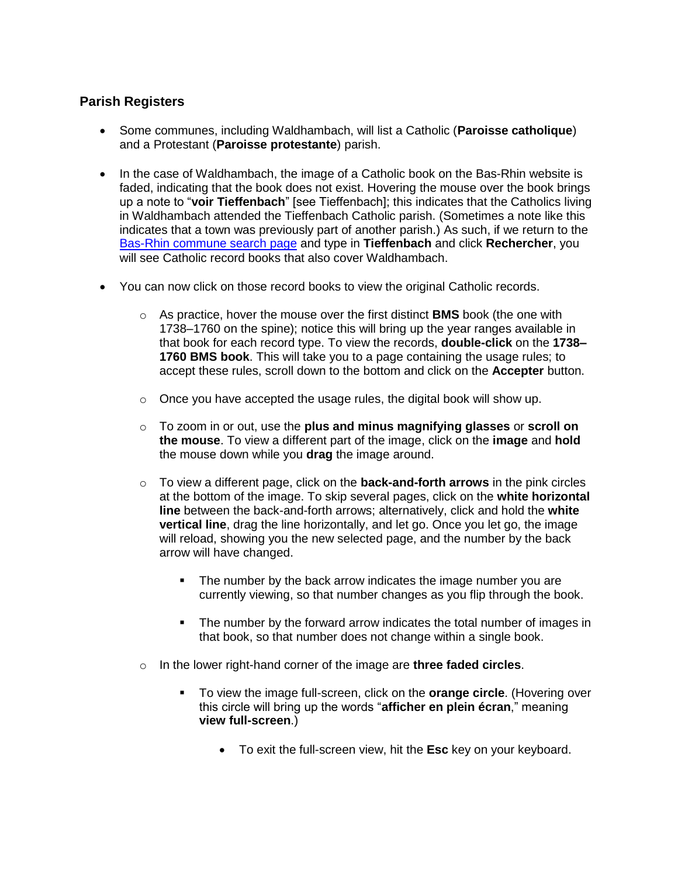### Parish Registers

- Some communes, including Waldhambach, will list a Catholic (**Paroisse catholique**) and a Protestant (**Paroisse protestante**) parish.

- In the case of Waldhambach, the image of a Catholic book on the Bas-Rhin website is faded, indicating that the book does not exist. Hovering the mouse over the book brings up a note to "**voir Tieffenbach**" [see Tieffenbach]; this indicates that the Catholics living in Waldhambach attended the Tieffenbach Catholic parish. (Sometimes a note like this indicates that a town was previously part of another parish.) As such, if we return to the [Bas-Rhin commune search page](#) and type in **Tieffenbach** and click **Rechercher**, you will see Catholic record books that also cover Waldhambach.

- You can now click on those record books to view the original Catholic records.

  - As practice, hover the mouse over the first distinct **BMS** book (the one with 1738–1760 on the spine); notice this will bring up the year ranges available in that book for each record type. To view the records, **double-click** on the **1738–1760 BMS book**. This will take you to a page containing the usage rules; to accept these rules, scroll down to the bottom and click on the **Accepter** button.

  - Once you have accepted the usage rules, the digital book will show up.

  - To zoom in or out, use the **plus and minus magnifying glasses** or **scroll on the mouse**. To view a different part of the image, click on the **image** and **hold** the mouse down while you **drag** the image around.

  - To view a different page, click on the **back-and-forth arrows** in the pink circles at the bottom of the image. To skip several pages, click on the **white horizontal line** between the back-and-forth arrows; alternatively, click and hold the **white vertical line**, drag the line horizontally, and let go. Once you let go, the image will reload, showing you the new selected page, and the number by the back arrow will have changed.

    - The number by the back arrow indicates the image number you are currently viewing, so that number changes as you flip through the book.

    - The number by the forward arrow indicates the total number of images in that book, so that number does not change within a single book.

  - In the lower right-hand corner of the image are **three faded circles**.

    - To view the image full-screen, click on the **orange circle**. (Hovering over this circle will bring up the words "**afficher en plein écran**," meaning **view full-screen**.)

      - To exit the full-screen view, hit the **Esc** key on your keyboard.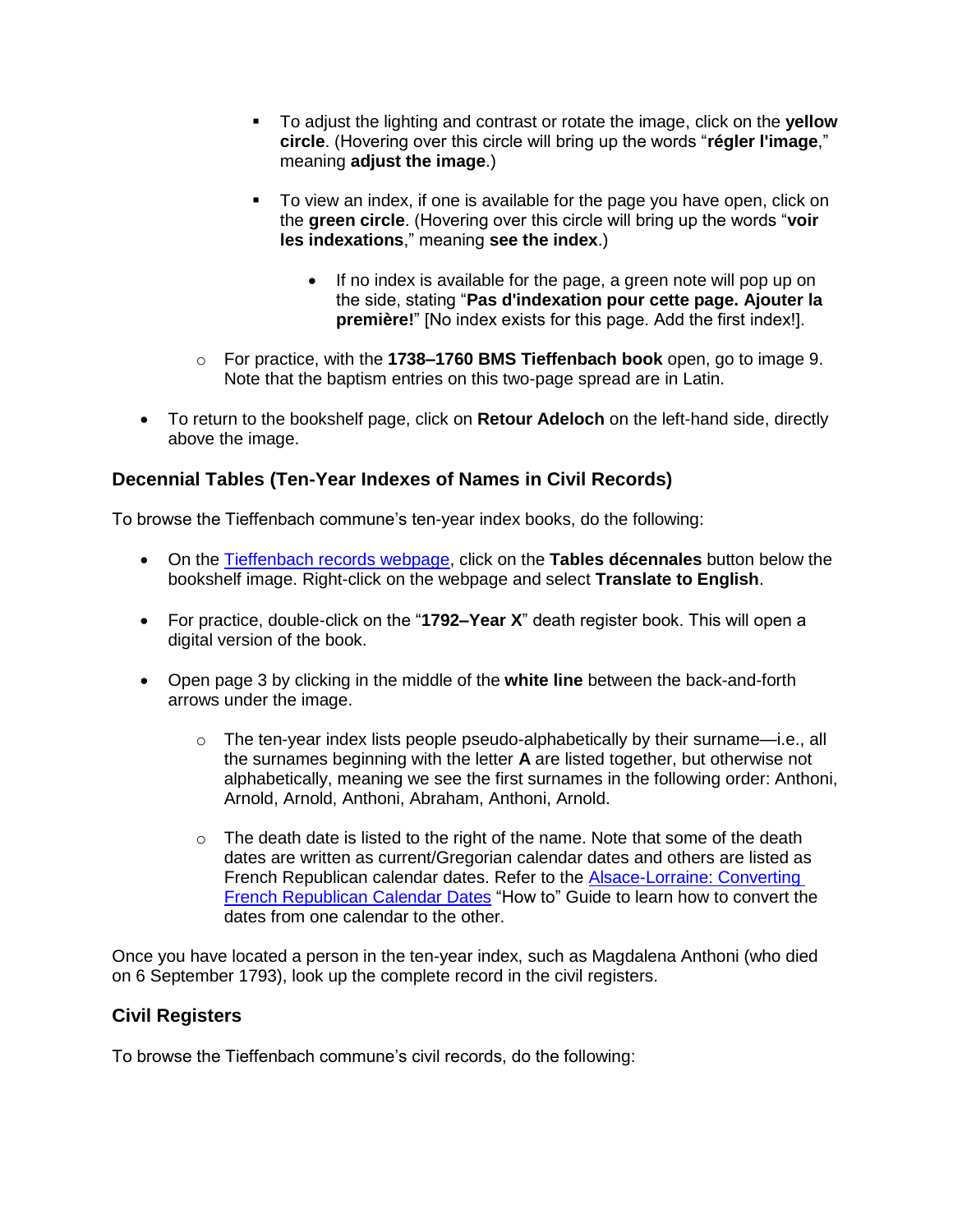- To adjust the lighting and contrast or rotate the image, click on the **yellow circle**. (Hovering over this circle will bring up the words "**régler l'image**," meaning **adjust the image**.)

        - To view an index, if one is available for the page you have open, click on the **green circle**. (Hovering over this circle will bring up the words "**voir les indexations**," meaning **see the index**.)

            - If no index is available for the page, a green note will pop up on the side, stating "**Pas d'indexation pour cette page. Ajouter la première!**" [No index exists for this page. Add the first index!].

    - For practice, with the **1738–1760 BMS Tieffenbach book** open, go to image 9. Note that the baptism entries on this two-page spread are in Latin.

- To return to the bookshelf page, click on **Retour Adeloch** on the left-hand side, directly above the image.

### Decennial Tables (Ten-Year Indexes of Names in Civil Records)

To browse the Tieffenbach commune's ten-year index books, do the following:

- On the Tieffenbach records webpage, click on the **Tables décennales** button below the bookshelf image. Right-click on the webpage and select **Translate to English**.

- For practice, double-click on the "**1792–Year X**" death register book. This will open a digital version of the book.

- Open page 3 by clicking in the middle of the **white line** between the back-and-forth arrows under the image.

    - The ten-year index lists people pseudo-alphabetically by their surname—i.e., all the surnames beginning with the letter **A** are listed together, but otherwise not alphabetically, meaning we see the first surnames in the following order: Anthoni, Arnold, Arnold, Anthoni, Abraham, Anthoni, Arnold.

    - The death date is listed to the right of the name. Note that some of the death dates are written as current/Gregorian calendar dates and others are listed as French Republican calendar dates. Refer to the Alsace-Lorraine: Converting French Republican Calendar Dates "How to" Guide to learn how to convert the dates from one calendar to the other.

Once you have located a person in the ten-year index, such as Magdalena Anthoni (who died on 6 September 1793), look up the complete record in the civil registers.

### Civil Registers

To browse the Tieffenbach commune's civil records, do the following: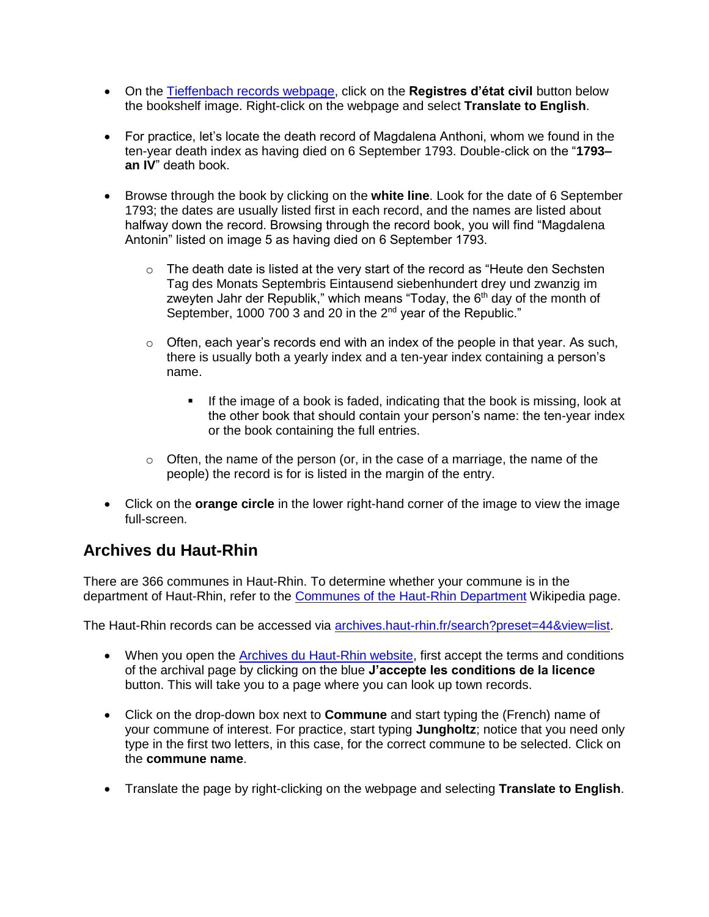- On the [Tieffenbach records webpage], click on the **Registres d'état civil** button below the bookshelf image. Right-click on the webpage and select **Translate to English**.

- For practice, let's locate the death record of Magdalena Anthoni, whom we found in the ten-year death index as having died on 6 September 1793. Double-click on the "**1793–an IV**" death book.

- Browse through the book by clicking on the **white line**. Look for the date of 6 September 1793; the dates are usually listed first in each record, and the names are listed about halfway down the record. Browsing through the record book, you will find "Magdalena Antonin" listed on image 5 as having died on 6 September 1793.

  - The death date is listed at the very start of the record as "Heute den Sechsten Tag des Monats Septembris Eintausend siebenhundert drey und zwanzig im zweyten Jahr der Republik," which means "Today, the 6th day of the month of September, 1000 700 3 and 20 in the 2nd year of the Republic."

  - Often, each year's records end with an index of the people in that year. As such, there is usually both a yearly index and a ten-year index containing a person's name.

    - If the image of a book is faded, indicating that the book is missing, look at the other book that should contain your person's name: the ten-year index or the book containing the full entries.

  - Often, the name of the person (or, in the case of a marriage, the name of the people) the record is for is listed in the margin of the entry.

- Click on the **orange circle** in the lower right-hand corner of the image to view the image full-screen.

## Archives du Haut-Rhin

There are 366 communes in Haut-Rhin. To determine whether your commune is in the department of Haut-Rhin, refer to the [Communes of the Haut-Rhin Department] Wikipedia page.

The Haut-Rhin records can be accessed via [archives.haut-rhin.fr/search?preset=44&view=list].

- When you open the [Archives du Haut-Rhin website], first accept the terms and conditions of the archival page by clicking on the blue **J'accepte les conditions de la licence** button. This will take you to a page where you can look up town records.

- Click on the drop-down box next to **Commune** and start typing the (French) name of your commune of interest. For practice, start typing **Jungholtz**; notice that you need only type in the first two letters, in this case, for the correct commune to be selected. Click on the **commune name**.

- Translate the page by right-clicking on the webpage and selecting **Translate to English**.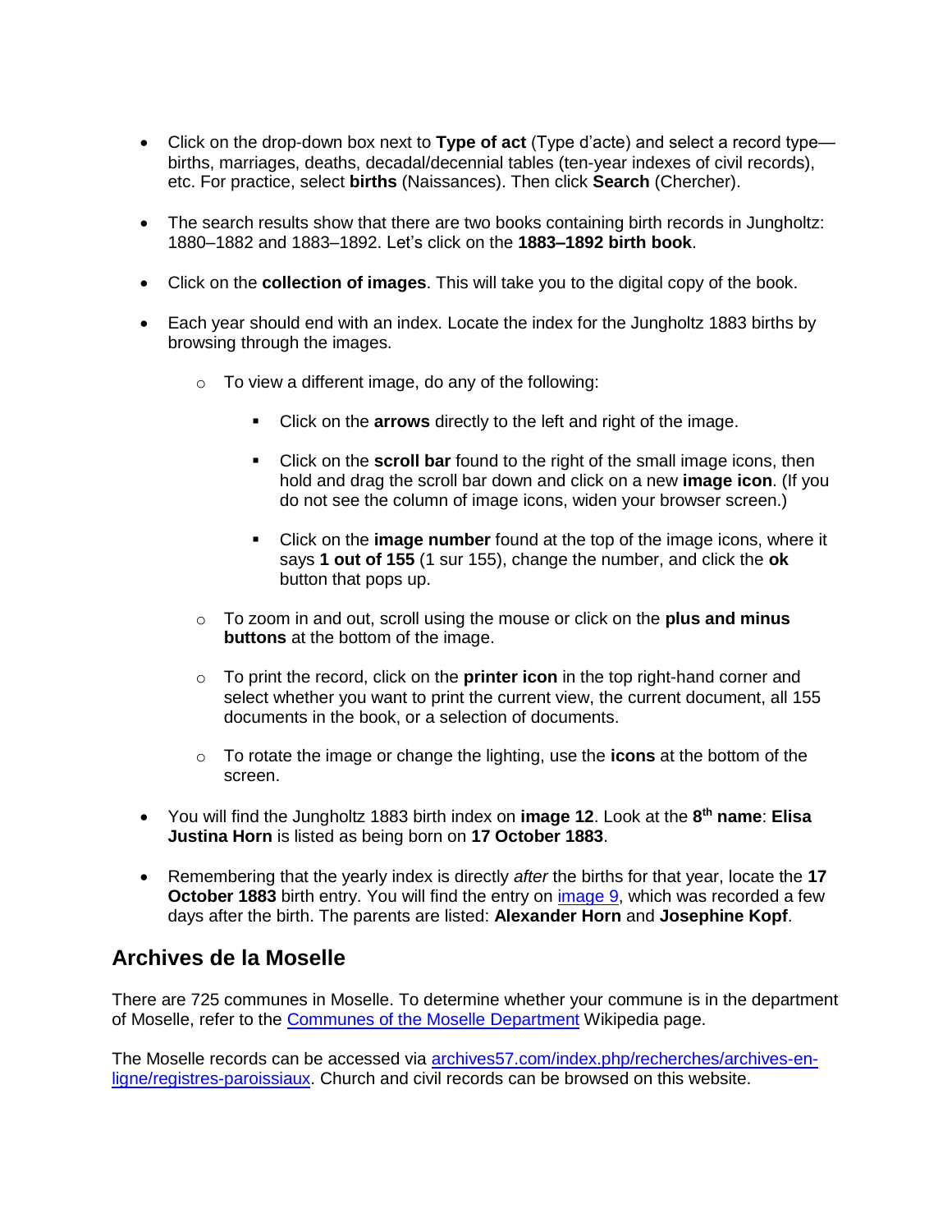- Click on the drop-down box next to **Type of act** (Type d'acte) and select a record type—births, marriages, deaths, decadal/decennial tables (ten-year indexes of civil records), etc. For practice, select **births** (Naissances). Then click **Search** (Chercher).

- The search results show that there are two books containing birth records in Jungholtz: 1880–1882 and 1883–1892. Let's click on the **1883–1892 birth book**.

- Click on the **collection of images**. This will take you to the digital copy of the book.

- Each year should end with an index. Locate the index for the Jungholtz 1883 births by browsing through the images.

  - To view a different image, do any of the following:

    - Click on the **arrows** directly to the left and right of the image.

    - Click on the **scroll bar** found to the right of the small image icons, then hold and drag the scroll bar down and click on a new **image icon**. (If you do not see the column of image icons, widen your browser screen.)

    - Click on the **image number** found at the top of the image icons, where it says **1 out of 155** (1 sur 155), change the number, and click the **ok** button that pops up.

  - To zoom in and out, scroll using the mouse or click on the **plus and minus buttons** at the bottom of the image.

  - To print the record, click on the **printer icon** in the top right-hand corner and select whether you want to print the current view, the current document, all 155 documents in the book, or a selection of documents.

  - To rotate the image or change the lighting, use the **icons** at the bottom of the screen.

- You will find the Jungholtz 1883 birth index on **image 12**. Look at the **8th name**: **Elisa Justina Horn** is listed as being born on **17 October 1883**.

- Remembering that the yearly index is directly *after* the births for that year, locate the **17 October 1883** birth entry. You will find the entry on image 9, which was recorded a few days after the birth. The parents are listed: **Alexander Horn** and **Josephine Kopf**.

## Archives de la Moselle

There are 725 communes in Moselle. To determine whether your commune is in the department of Moselle, refer to the Communes of the Moselle Department Wikipedia page.

The Moselle records can be accessed via archives57.com/index.php/recherches/archives-en-ligne/registres-paroissiaux. Church and civil records can be browsed on this website.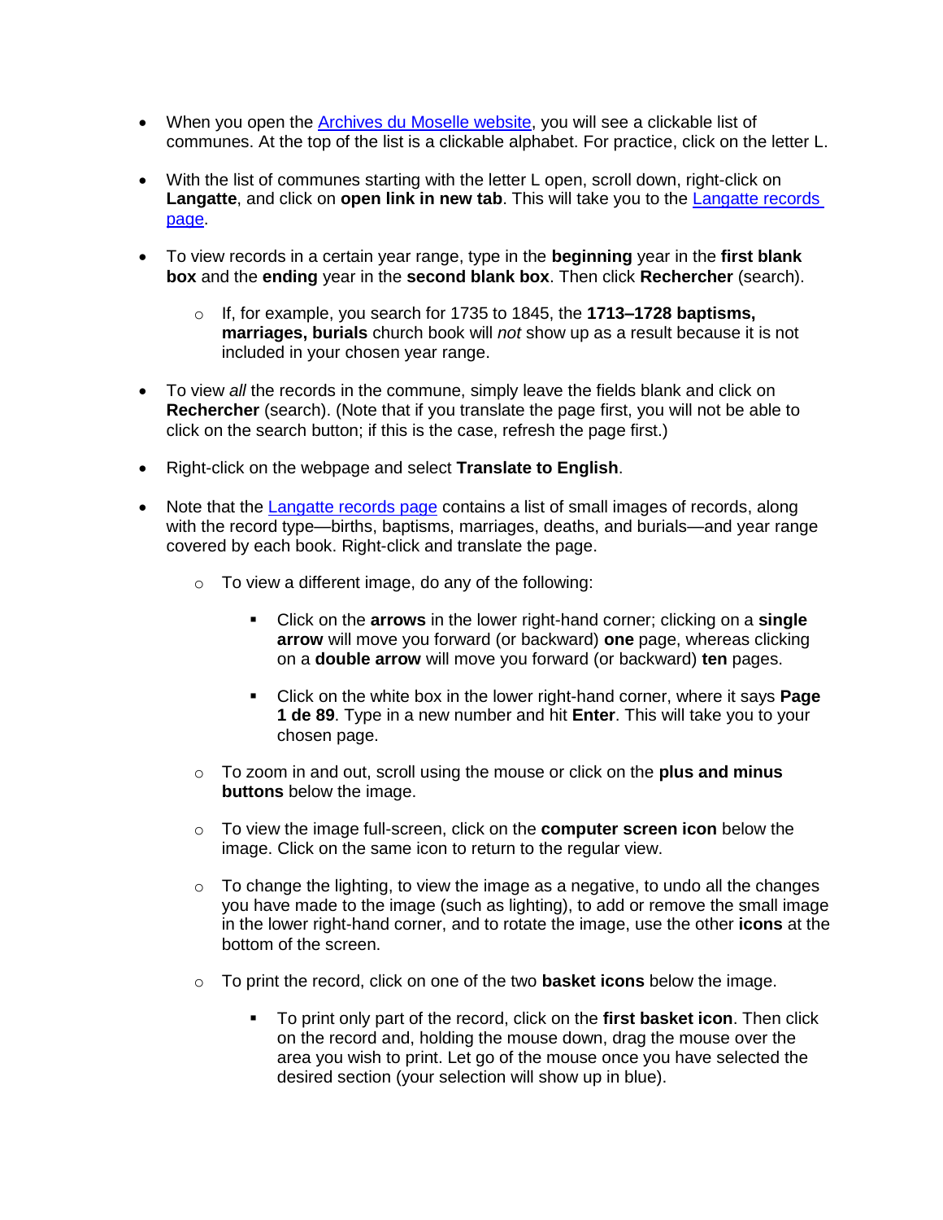- When you open the [Archives du Moselle website](), you will see a clickable list of communes. At the top of the list is a clickable alphabet. For practice, click on the letter L.

- With the list of communes starting with the letter L open, scroll down, right-click on **Langatte**, and click on **open link in new tab**. This will take you to the [Langatte records page]().

- To view records in a certain year range, type in the **beginning** year in the **first blank box** and the **ending** year in the **second blank box**. Then click **Rechercher** (search).

  - If, for example, you search for 1735 to 1845, the **1713–1728 baptisms, marriages, burials** church book will *not* show up as a result because it is not included in your chosen year range.

- To view *all* the records in the commune, simply leave the fields blank and click on **Rechercher** (search). (Note that if you translate the page first, you will not be able to click on the search button; if this is the case, refresh the page first.)

- Right-click on the webpage and select **Translate to English**.

- Note that the [Langatte records page]() contains a list of small images of records, along with the record type—births, baptisms, marriages, deaths, and burials—and year range covered by each book. Right-click and translate the page.

  - To view a different image, do any of the following:

    - Click on the **arrows** in the lower right-hand corner; clicking on a **single arrow** will move you forward (or backward) **one** page, whereas clicking on a **double arrow** will move you forward (or backward) **ten** pages.

    - Click on the white box in the lower right-hand corner, where it says **Page 1 de 89**. Type in a new number and hit **Enter**. This will take you to your chosen page.

  - To zoom in and out, scroll using the mouse or click on the **plus and minus buttons** below the image.

  - To view the image full-screen, click on the **computer screen icon** below the image. Click on the same icon to return to the regular view.

  - To change the lighting, to view the image as a negative, to undo all the changes you have made to the image (such as lighting), to add or remove the small image in the lower right-hand corner, and to rotate the image, use the other **icons** at the bottom of the screen.

  - To print the record, click on one of the two **basket icons** below the image.

    - To print only part of the record, click on the **first basket icon**. Then click on the record and, holding the mouse down, drag the mouse over the area you wish to print. Let go of the mouse once you have selected the desired section (your selection will show up in blue).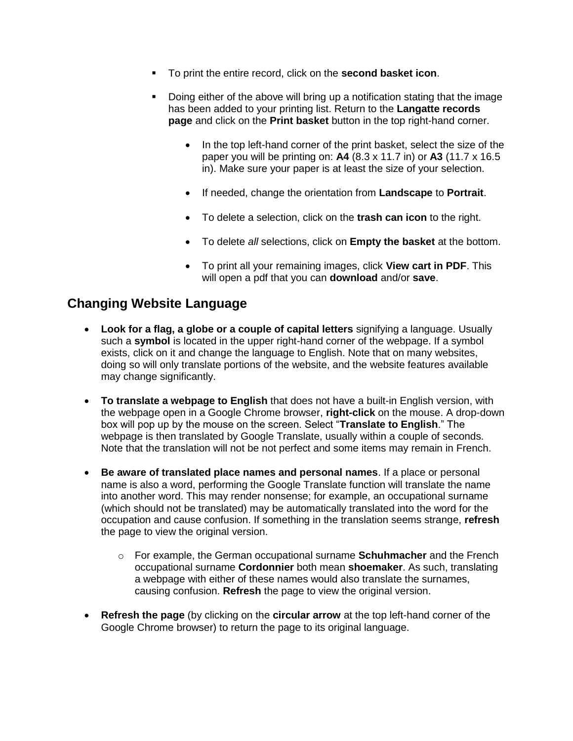- To print the entire record, click on the **second basket icon**.

- Doing either of the above will bring up a notification stating that the image has been added to your printing list. Return to the **Langatte records page** and click on the **Print basket** button in the top right-hand corner.

    - In the top left-hand corner of the print basket, select the size of the paper you will be printing on: **A4** (8.3 x 11.7 in) or **A3** (11.7 x 16.5 in). Make sure your paper is at least the size of your selection.

    - If needed, change the orientation from **Landscape** to **Portrait**.

    - To delete a selection, click on the **trash can icon** to the right.

    - To delete *all* selections, click on **Empty the basket** at the bottom.

    - To print all your remaining images, click **View cart in PDF**. This will open a pdf that you can **download** and/or **save**.

## Changing Website Language

- **Look for a flag, a globe or a couple of capital letters** signifying a language. Usually such a **symbol** is located in the upper right-hand corner of the webpage. If a symbol exists, click on it and change the language to English. Note that on many websites, doing so will only translate portions of the website, and the website features available may change significantly.

- **To translate a webpage to English** that does not have a built-in English version, with the webpage open in a Google Chrome browser, **right-click** on the mouse. A drop-down box will pop up by the mouse on the screen. Select "**Translate to English**." The webpage is then translated by Google Translate, usually within a couple of seconds. Note that the translation will not be not perfect and some items may remain in French.

- **Be aware of translated place names and personal names**. If a place or personal name is also a word, performing the Google Translate function will translate the name into another word. This may render nonsense; for example, an occupational surname (which should not be translated) may be automatically translated into the word for the occupation and cause confusion. If something in the translation seems strange, **refresh** the page to view the original version.

    - For example, the German occupational surname **Schuhmacher** and the French occupational surname **Cordonnier** both mean **shoemaker**. As such, translating a webpage with either of these names would also translate the surnames, causing confusion. **Refresh** the page to view the original version.

- **Refresh the page** (by clicking on the **circular arrow** at the top left-hand corner of the Google Chrome browser) to return the page to its original language.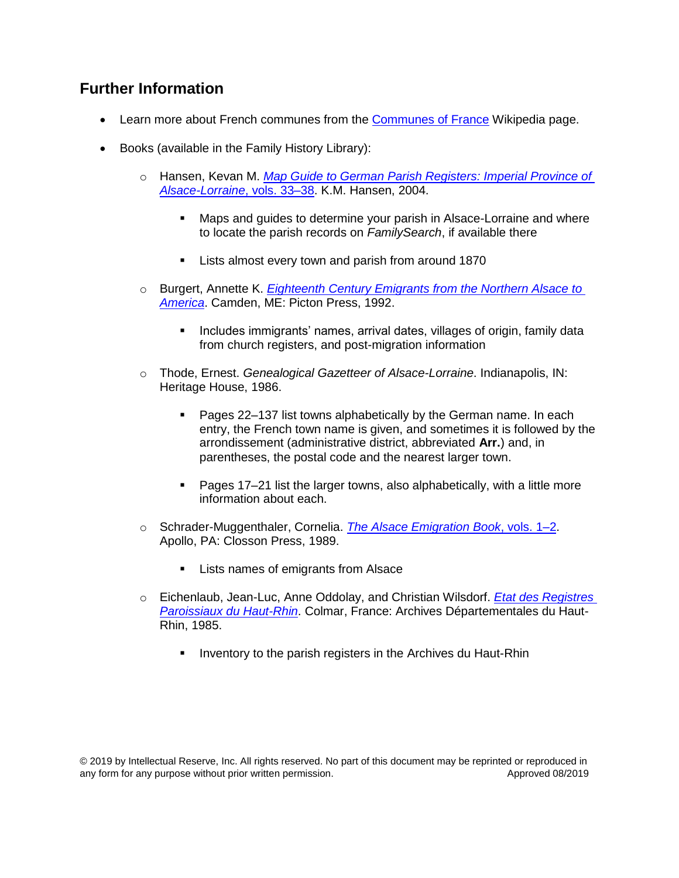## Further Information

- Learn more about French communes from the Communes of France Wikipedia page.
- Books (available in the Family History Library):
  - Hansen, Kevan M. *Map Guide to German Parish Registers: Imperial Province of Alsace-Lorraine*, vols. 33–38. K.M. Hansen, 2004.
    - Maps and guides to determine your parish in Alsace-Lorraine and where to locate the parish records on *FamilySearch*, if available there
    - Lists almost every town and parish from around 1870
  - Burgert, Annette K. *Eighteenth Century Emigrants from the Northern Alsace to America*. Camden, ME: Picton Press, 1992.
    - Includes immigrants' names, arrival dates, villages of origin, family data from church registers, and post-migration information
  - Thode, Ernest. *Genealogical Gazetteer of Alsace-Lorraine*. Indianapolis, IN: Heritage House, 1986.
    - Pages 22–137 list towns alphabetically by the German name. In each entry, the French town name is given, and sometimes it is followed by the arrondissement (administrative district, abbreviated **Arr.**) and, in parentheses, the postal code and the nearest larger town.
    - Pages 17–21 list the larger towns, also alphabetically, with a little more information about each.
  - Schrader-Muggenthaler, Cornelia. *The Alsace Emigration Book*, vols. 1–2. Apollo, PA: Closson Press, 1989.
    - Lists names of emigrants from Alsace
  - Eichenlaub, Jean-Luc, Anne Oddolay, and Christian Wilsdorf. *Etat des Registres Paroissiaux du Haut-Rhin*. Colmar, France: Archives Départementales du Haut-Rhin, 1985.
    - Inventory to the parish registers in the Archives du Haut-Rhin

© 2019 by Intellectual Reserve, Inc. All rights reserved. No part of this document may be reprinted or reproduced in any form for any purpose without prior written permission. Approved 08/2019